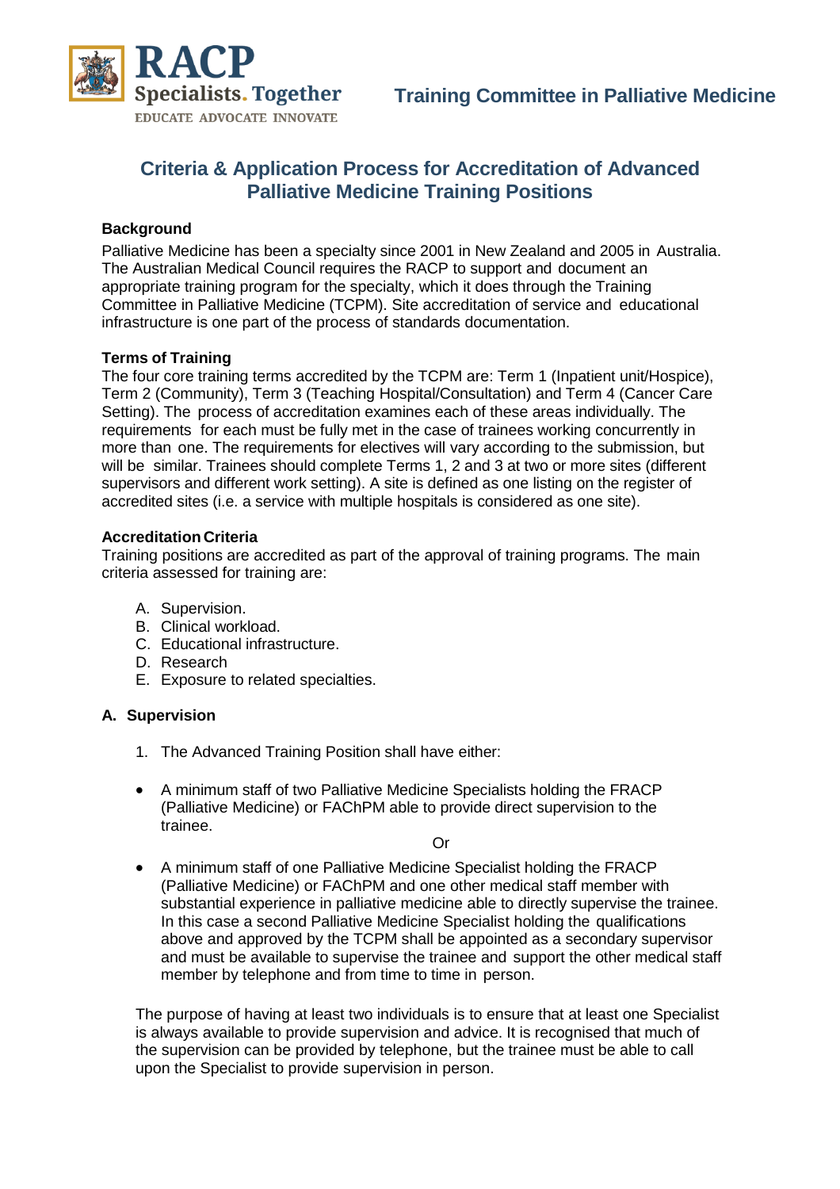Training Committee in Palliative Medicine

# Criteria & Application Process for Accreditation of Advanced Palliative Medicine Training Positions

### Background

Palliative Medicine has been a specialty since 2001 in New Zealand and 2005 in Australia. The Australian Medical Council requires the RACP to support and document an appropriate training program for the specialty, which it does through the Training Committee in Palliative Medicine (TCPM). Site accreditation of service and educational infrastructure is one part of the process of standards documentation.

### Terms of Training

The four core training terms accredited by the TCPM are: Term 1 (Inpatient unit/Hospice), Term 2 (Community), Term 3 (Teaching Hospital/Consultation) and Term 4 (Cancer Care Setting). The process of accreditation examines each of these areas individually. The requirements for each must be fully met in the case of trainees working concurrently in more than one. The requirements for electives will vary according to the submission, but will be similar. Trainees should complete Terms 1, 2 and 3 at two or more sites (different supervisors and different work setting). A site is defined as one listing on the register of accredited sites (i.e. a service with multiple hospitals is considered as one site).

### Accreditation Criteria

Training positions are accredited as part of the approval of training programs. The main criteria assessed for training are:

A. Supervision.
B. Clinical workload.
C. Educational infrastructure.
D. Research
E. Exposure to related specialties.

### A. Supervision

1. The Advanced Training Position shall have either:

- A minimum staff of two Palliative Medicine Specialists holding the FRACP (Palliative Medicine) or FAChPM able to provide direct supervision to the trainee.

  Or

- A minimum staff of one Palliative Medicine Specialist holding the FRACP (Palliative Medicine) or FAChPM and one other medical staff member with substantial experience in palliative medicine able to directly supervise the trainee. In this case a second Palliative Medicine Specialist holding the qualifications above and approved by the TCPM shall be appointed as a secondary supervisor and must be available to supervise the trainee and support the other medical staff member by telephone and from time to time in person.

The purpose of having at least two individuals is to ensure that at least one Specialist is always available to provide supervision and advice. It is recognised that much of the supervision can be provided by telephone, but the trainee must be able to call upon the Specialist to provide supervision in person.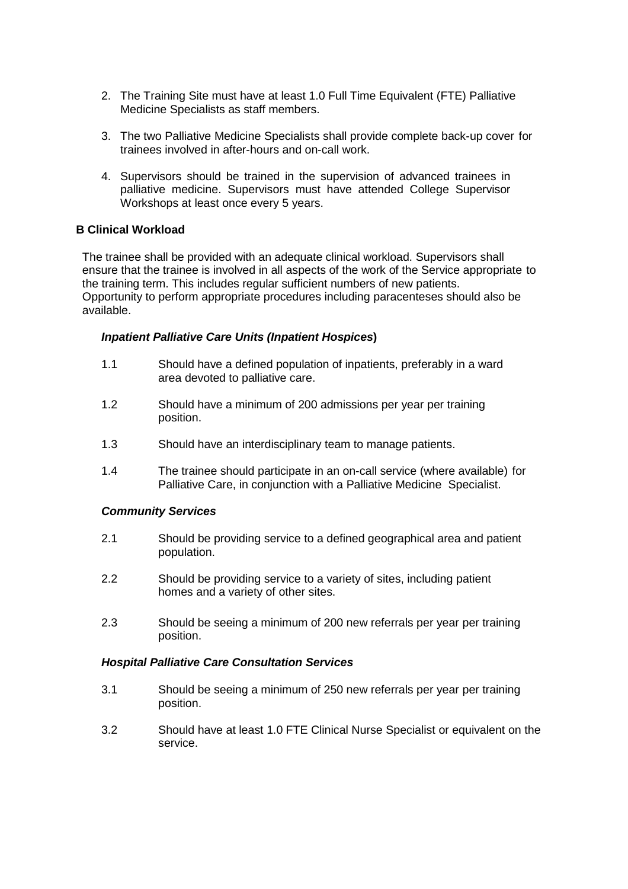2. The Training Site must have at least 1.0 Full Time Equivalent (FTE) Palliative Medicine Specialists as staff members.

3. The two Palliative Medicine Specialists shall provide complete back-up cover for trainees involved in after-hours and on-call work.

4. Supervisors should be trained in the supervision of advanced trainees in palliative medicine. Supervisors must have attended College Supervisor Workshops at least once every 5 years.

**B Clinical Workload**

The trainee shall be provided with an adequate clinical workload. Supervisors shall ensure that the trainee is involved in all aspects of the work of the Service appropriate to the training term. This includes regular sufficient numbers of new patients. Opportunity to perform appropriate procedures including paracenteses should also be available.

***Inpatient Palliative Care Units (Inpatient Hospices*)**

1.1 Should have a defined population of inpatients, preferably in a ward area devoted to palliative care.

1.2 Should have a minimum of 200 admissions per year per training position.

1.3 Should have an interdisciplinary team to manage patients.

1.4 The trainee should participate in an on-call service (where available) for Palliative Care, in conjunction with a Palliative Medicine Specialist.

***Community Services***

2.1 Should be providing service to a defined geographical area and patient population.

2.2 Should be providing service to a variety of sites, including patient homes and a variety of other sites.

2.3 Should be seeing a minimum of 200 new referrals per year per training position.

***Hospital Palliative Care Consultation Services***

3.1 Should be seeing a minimum of 250 new referrals per year per training position.

3.2 Should have at least 1.0 FTE Clinical Nurse Specialist or equivalent on the service.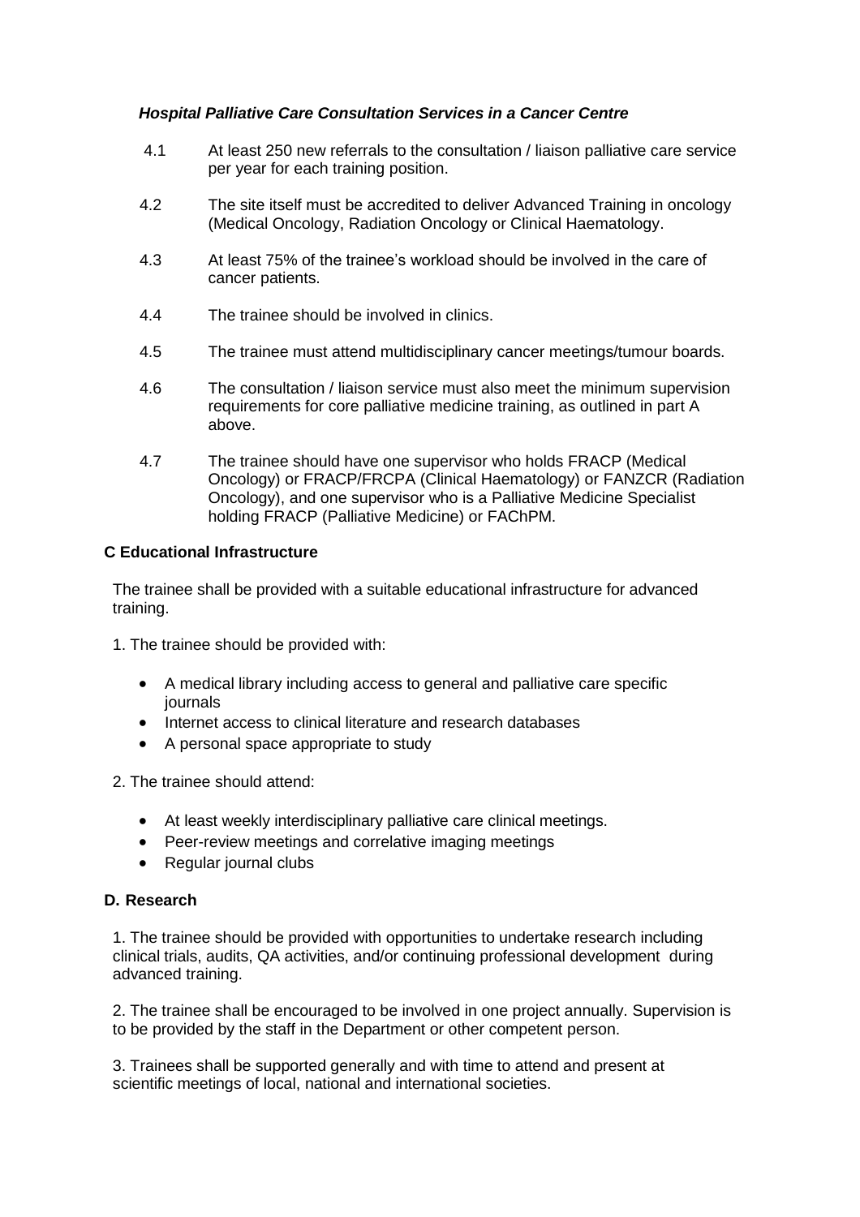***Hospital Palliative Care Consultation Services in a Cancer Centre***

4.1 At least 250 new referrals to the consultation / liaison palliative care service per year for each training position.

4.2 The site itself must be accredited to deliver Advanced Training in oncology (Medical Oncology, Radiation Oncology or Clinical Haematology.

4.3 At least 75% of the trainee's workload should be involved in the care of cancer patients.

4.4 The trainee should be involved in clinics.

4.5 The trainee must attend multidisciplinary cancer meetings/tumour boards.

4.6 The consultation / liaison service must also meet the minimum supervision requirements for core palliative medicine training, as outlined in part A above.

4.7 The trainee should have one supervisor who holds FRACP (Medical Oncology) or FRACP/FRCPA (Clinical Haematology) or FANZCR (Radiation Oncology), and one supervisor who is a Palliative Medicine Specialist holding FRACP (Palliative Medicine) or FAChPM.

### C Educational Infrastructure

The trainee shall be provided with a suitable educational infrastructure for advanced training.

1. The trainee should be provided with:

- A medical library including access to general and palliative care specific journals
- Internet access to clinical literature and research databases
- A personal space appropriate to study

2. The trainee should attend:

- At least weekly interdisciplinary palliative care clinical meetings.
- Peer-review meetings and correlative imaging meetings
- Regular journal clubs

### D. Research

1. The trainee should be provided with opportunities to undertake research including clinical trials, audits, QA activities, and/or continuing professional development during advanced training.

2. The trainee shall be encouraged to be involved in one project annually. Supervision is to be provided by the staff in the Department or other competent person.

3. Trainees shall be supported generally and with time to attend and present at scientific meetings of local, national and international societies.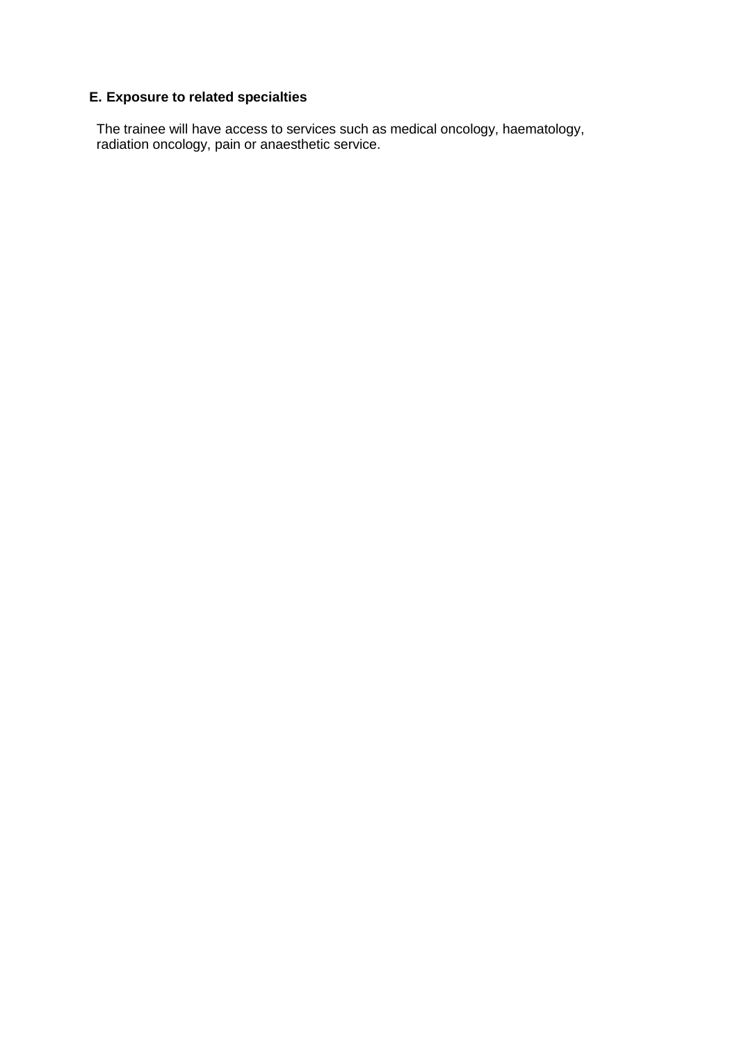**E. Exposure to related specialties**

The trainee will have access to services such as medical oncology, haematology, radiation oncology, pain or anaesthetic service.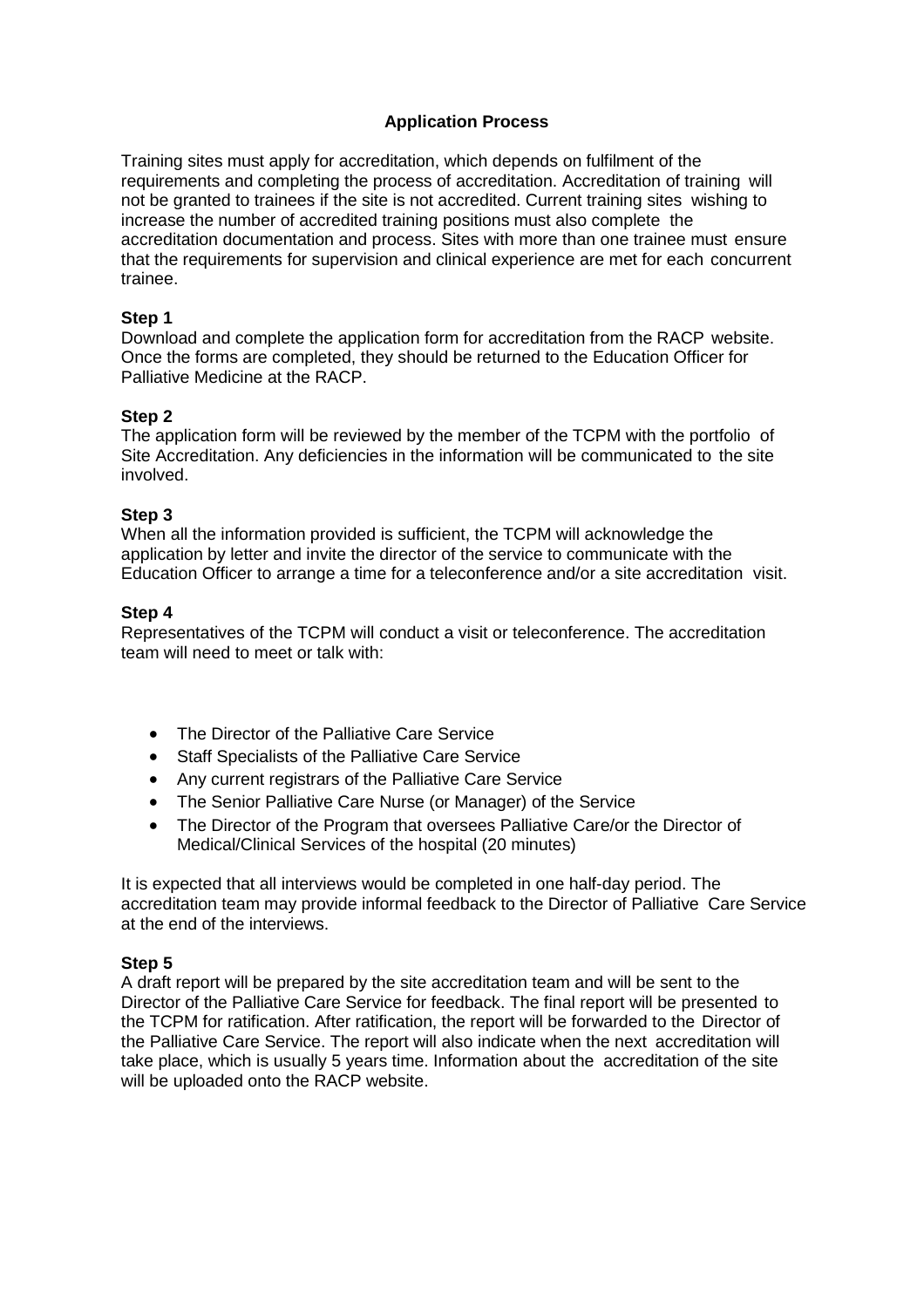## Application Process

Training sites must apply for accreditation, which depends on fulfilment of the requirements and completing the process of accreditation. Accreditation of training will not be granted to trainees if the site is not accredited. Current training sites wishing to increase the number of accredited training positions must also complete the accreditation documentation and process. Sites with more than one trainee must ensure that the requirements for supervision and clinical experience are met for each concurrent trainee.

**Step 1**
Download and complete the application form for accreditation from the RACP website. Once the forms are completed, they should be returned to the Education Officer for Palliative Medicine at the RACP.

**Step 2**
The application form will be reviewed by the member of the TCPM with the portfolio of Site Accreditation. Any deficiencies in the information will be communicated to the site involved.

**Step 3**
When all the information provided is sufficient, the TCPM will acknowledge the application by letter and invite the director of the service to communicate with the Education Officer to arrange a time for a teleconference and/or a site accreditation visit.

**Step 4**
Representatives of the TCPM will conduct a visit or teleconference. The accreditation team will need to meet or talk with:

- The Director of the Palliative Care Service
- Staff Specialists of the Palliative Care Service
- Any current registrars of the Palliative Care Service
- The Senior Palliative Care Nurse (or Manager) of the Service
- The Director of the Program that oversees Palliative Care/or the Director of Medical/Clinical Services of the hospital (20 minutes)

It is expected that all interviews would be completed in one half-day period. The accreditation team may provide informal feedback to the Director of Palliative Care Service at the end of the interviews.

**Step 5**
A draft report will be prepared by the site accreditation team and will be sent to the Director of the Palliative Care Service for feedback. The final report will be presented to the TCPM for ratification. After ratification, the report will be forwarded to the Director of the Palliative Care Service. The report will also indicate when the next accreditation will take place, which is usually 5 years time. Information about the accreditation of the site will be uploaded onto the RACP website.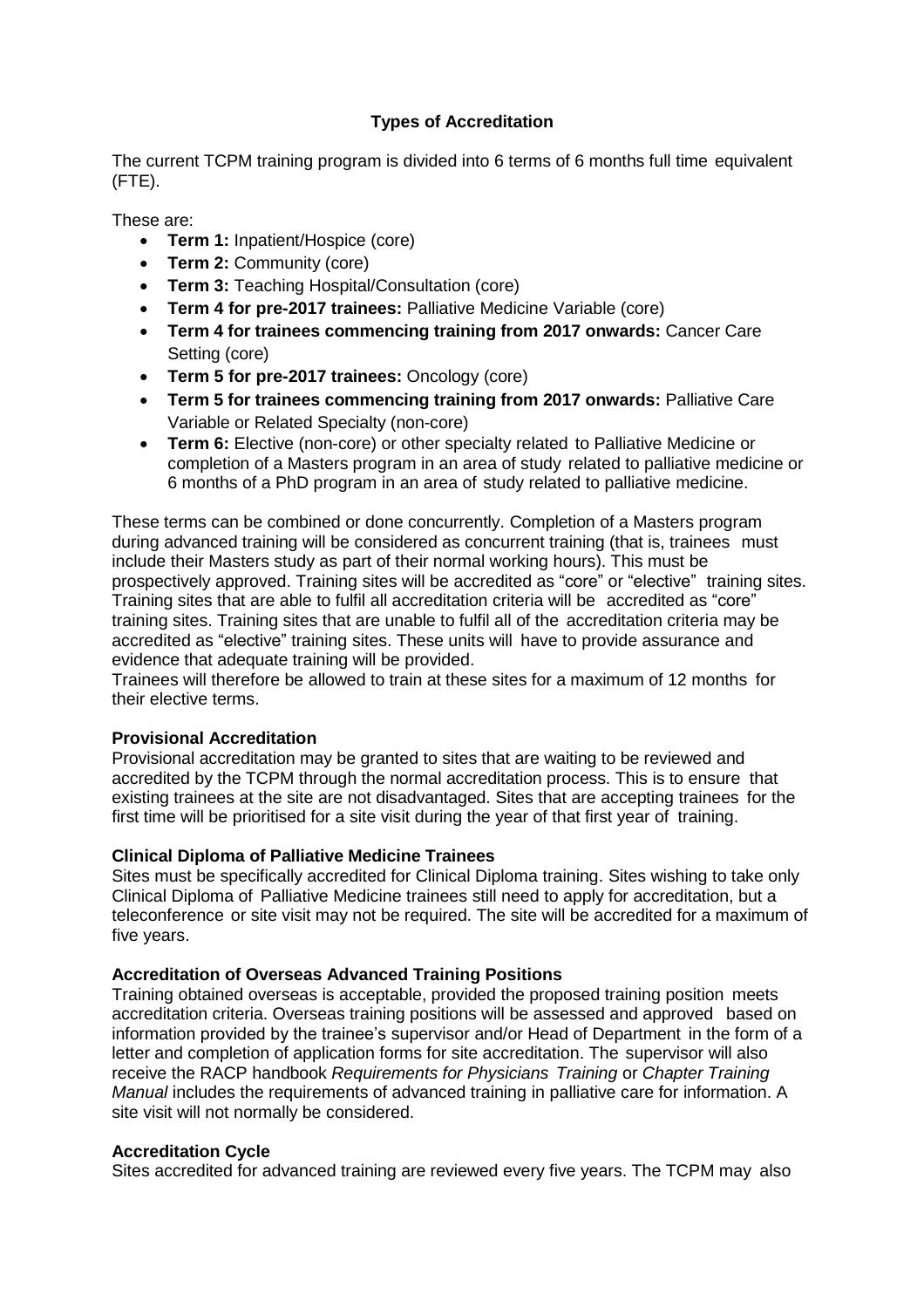## Types of Accreditation

The current TCPM training program is divided into 6 terms of 6 months full time equivalent (FTE).

These are:

- **Term 1:** Inpatient/Hospice (core)
- **Term 2:** Community (core)
- **Term 3:** Teaching Hospital/Consultation (core)
- **Term 4 for pre-2017 trainees:** Palliative Medicine Variable (core)
- **Term 4 for trainees commencing training from 2017 onwards:** Cancer Care Setting (core)
- **Term 5 for pre-2017 trainees:** Oncology (core)
- **Term 5 for trainees commencing training from 2017 onwards:** Palliative Care Variable or Related Specialty (non-core)
- **Term 6:** Elective (non-core) or other specialty related to Palliative Medicine or completion of a Masters program in an area of study related to palliative medicine or 6 months of a PhD program in an area of study related to palliative medicine.

These terms can be combined or done concurrently. Completion of a Masters program during advanced training will be considered as concurrent training (that is, trainees must include their Masters study as part of their normal working hours). This must be prospectively approved. Training sites will be accredited as "core" or "elective" training sites. Training sites that are able to fulfil all accreditation criteria will be accredited as "core" training sites. Training sites that are unable to fulfil all of the accreditation criteria may be accredited as "elective" training sites. These units will have to provide assurance and evidence that adequate training will be provided.
Trainees will therefore be allowed to train at these sites for a maximum of 12 months for their elective terms.

### Provisional Accreditation

Provisional accreditation may be granted to sites that are waiting to be reviewed and accredited by the TCPM through the normal accreditation process. This is to ensure that existing trainees at the site are not disadvantaged. Sites that are accepting trainees for the first time will be prioritised for a site visit during the year of that first year of training.

### Clinical Diploma of Palliative Medicine Trainees

Sites must be specifically accredited for Clinical Diploma training. Sites wishing to take only Clinical Diploma of Palliative Medicine trainees still need to apply for accreditation, but a teleconference or site visit may not be required. The site will be accredited for a maximum of five years.

### Accreditation of Overseas Advanced Training Positions

Training obtained overseas is acceptable, provided the proposed training position meets accreditation criteria. Overseas training positions will be assessed and approved based on information provided by the trainee's supervisor and/or Head of Department in the form of a letter and completion of application forms for site accreditation. The supervisor will also receive the RACP handbook *Requirements for Physicians Training* or *Chapter Training Manual* includes the requirements of advanced training in palliative care for information. A site visit will not normally be considered.

### Accreditation Cycle

Sites accredited for advanced training are reviewed every five years. The TCPM may also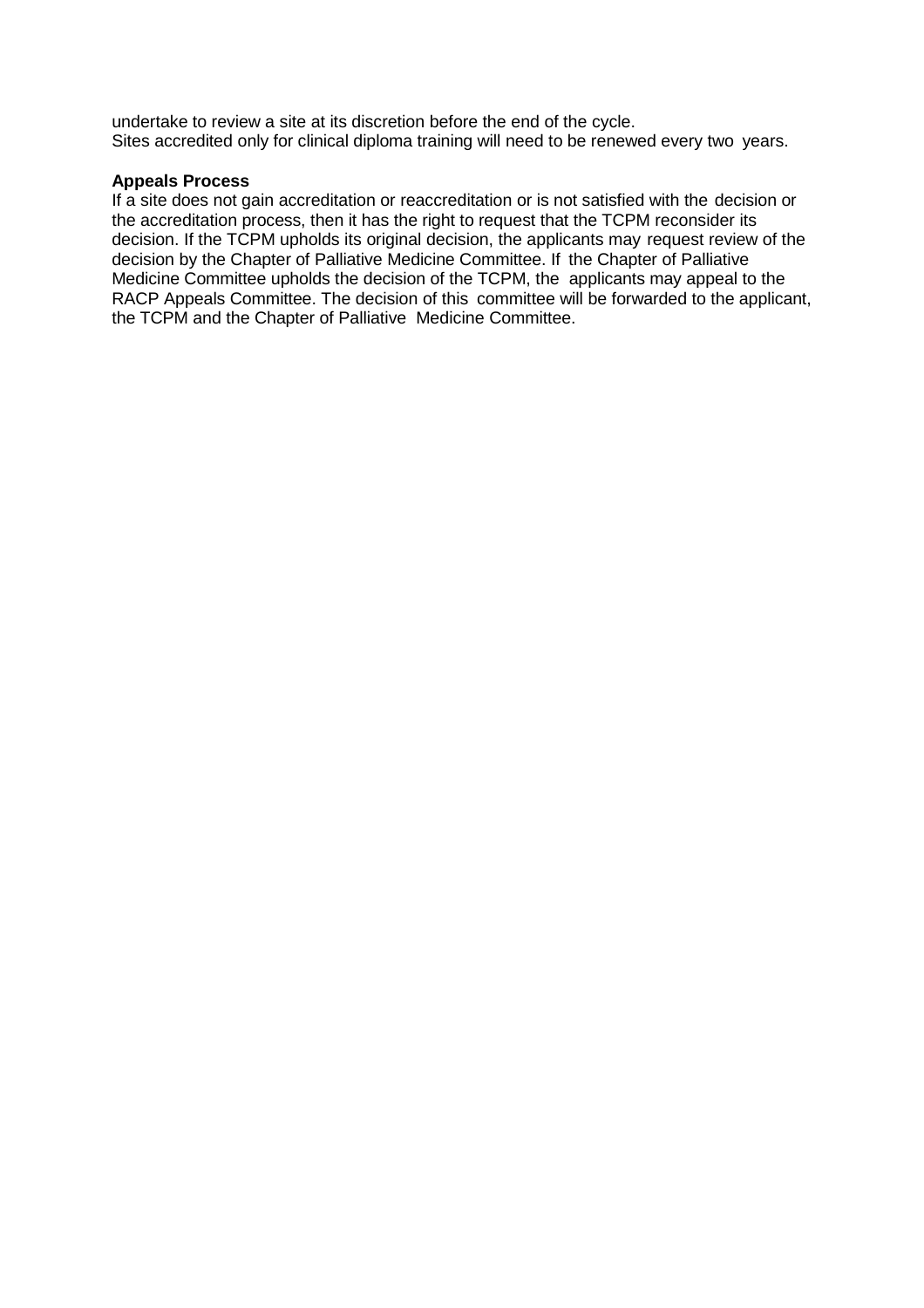undertake to review a site at its discretion before the end of the cycle.
Sites accredited only for clinical diploma training will need to be renewed every two years.

**Appeals Process**

If a site does not gain accreditation or reaccreditation or is not satisfied with the decision or the accreditation process, then it has the right to request that the TCPM reconsider its decision. If the TCPM upholds its original decision, the applicants may request review of the decision by the Chapter of Palliative Medicine Committee. If the Chapter of Palliative Medicine Committee upholds the decision of the TCPM, the applicants may appeal to the RACP Appeals Committee. The decision of this committee will be forwarded to the applicant, the TCPM and the Chapter of Palliative Medicine Committee.